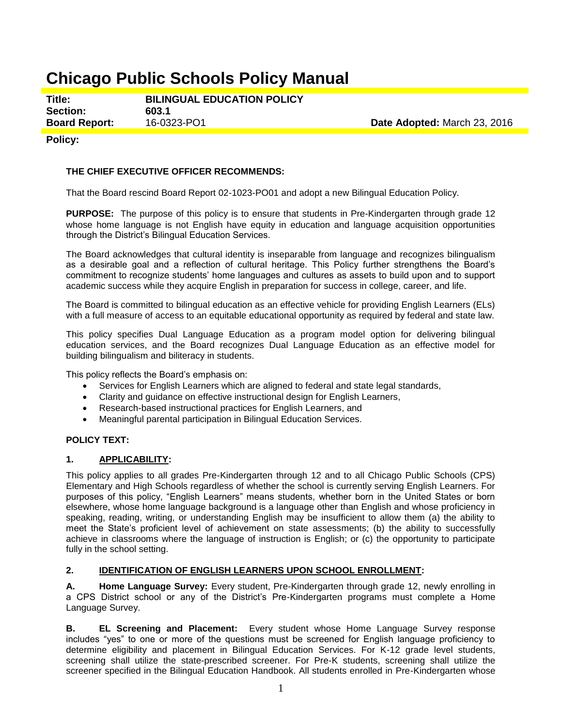# Chicago Public Schools Policy Manual

| | | |
|---|---|---|
| **Title:** | **BILINGUAL EDUCATION POLICY** | |
| **Section:** | **603.1** | |
| **Board Report:** | 16-0323-PO1 | **Date Adopted:** March 23, 2016 |

**Policy:**

**THE CHIEF EXECUTIVE OFFICER RECOMMENDS:**

That the Board rescind Board Report 02-1023-PO01 and adopt a new Bilingual Education Policy.

**PURPOSE:** The purpose of this policy is to ensure that students in Pre-Kindergarten through grade 12 whose home language is not English have equity in education and language acquisition opportunities through the District's Bilingual Education Services.

The Board acknowledges that cultural identity is inseparable from language and recognizes bilingualism as a desirable goal and a reflection of cultural heritage. This Policy further strengthens the Board's commitment to recognize students' home languages and cultures as assets to build upon and to support academic success while they acquire English in preparation for success in college, career, and life.

The Board is committed to bilingual education as an effective vehicle for providing English Learners (ELs) with a full measure of access to an equitable educational opportunity as required by federal and state law.

This policy specifies Dual Language Education as a program model option for delivering bilingual education services, and the Board recognizes Dual Language Education as an effective model for building bilingualism and biliteracy in students.

This policy reflects the Board's emphasis on:

- Services for English Learners which are aligned to federal and state legal standards,
- Clarity and guidance on effective instructional design for English Learners,
- Research-based instructional practices for English Learners, and
- Meaningful parental participation in Bilingual Education Services.

**POLICY TEXT:**

**1. APPLICABILITY:**

This policy applies to all grades Pre-Kindergarten through 12 and to all Chicago Public Schools (CPS) Elementary and High Schools regardless of whether the school is currently serving English Learners. For purposes of this policy, "English Learners" means students, whether born in the United States or born elsewhere, whose home language background is a language other than English and whose proficiency in speaking, reading, writing, or understanding English may be insufficient to allow them (a) the ability to meet the State's proficient level of achievement on state assessments; (b) the ability to successfully achieve in classrooms where the language of instruction is English; or (c) the opportunity to participate fully in the school setting.

**2. IDENTIFICATION OF ENGLISH LEARNERS UPON SCHOOL ENROLLMENT:**

**A. Home Language Survey:** Every student, Pre-Kindergarten through grade 12, newly enrolling in a CPS District school or any of the District's Pre-Kindergarten programs must complete a Home Language Survey.

**B. EL Screening and Placement:** Every student whose Home Language Survey response includes "yes" to one or more of the questions must be screened for English language proficiency to determine eligibility and placement in Bilingual Education Services. For K-12 grade level students, screening shall utilize the state-prescribed screener. For Pre-K students, screening shall utilize the screener specified in the Bilingual Education Handbook. All students enrolled in Pre-Kindergarten whose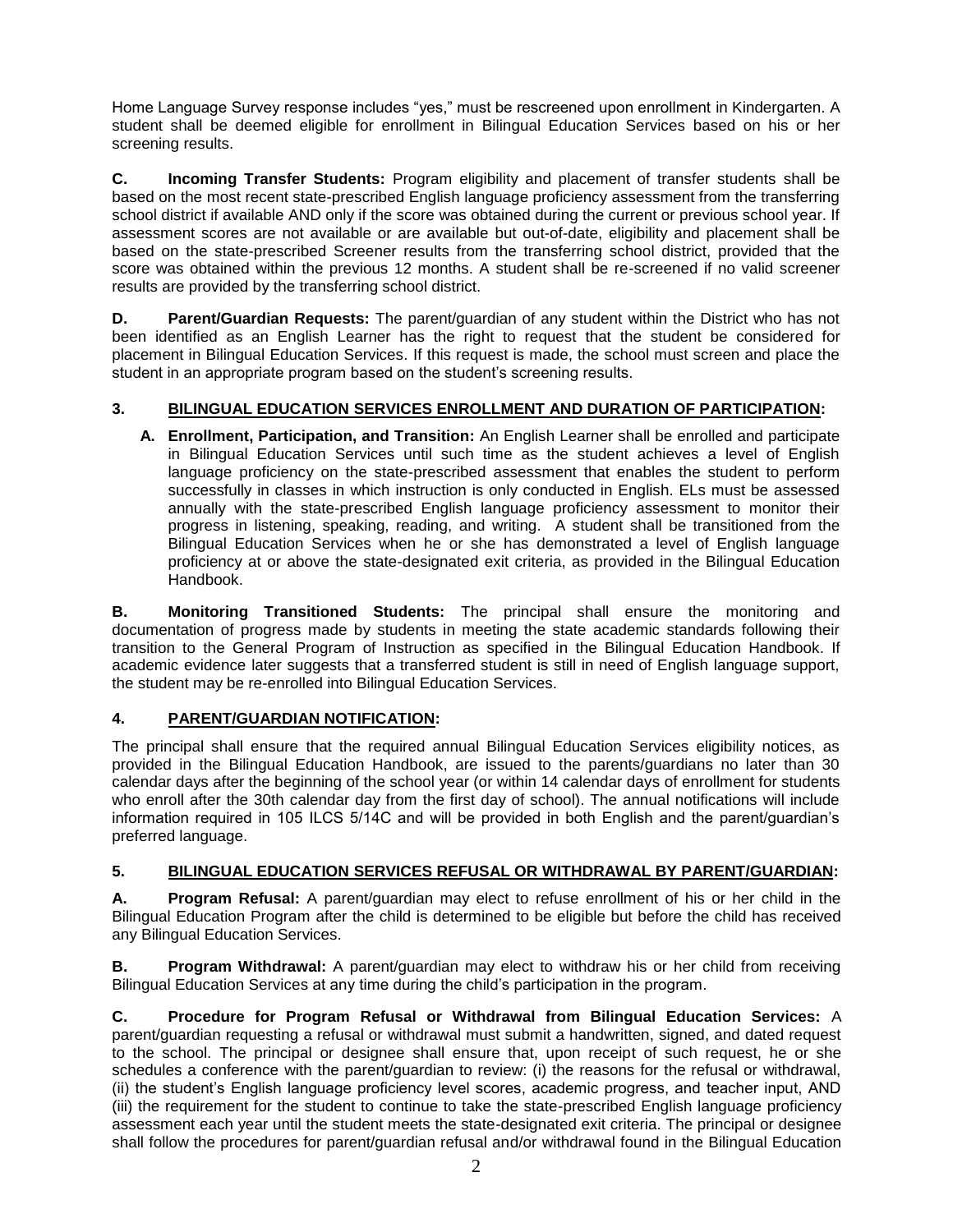Home Language Survey response includes "yes," must be rescreened upon enrollment in Kindergarten. A student shall be deemed eligible for enrollment in Bilingual Education Services based on his or her screening results.

**C. Incoming Transfer Students:** Program eligibility and placement of transfer students shall be based on the most recent state-prescribed English language proficiency assessment from the transferring school district if available AND only if the score was obtained during the current or previous school year. If assessment scores are not available or are available but out-of-date, eligibility and placement shall be based on the state-prescribed Screener results from the transferring school district, provided that the score was obtained within the previous 12 months. A student shall be re-screened if no valid screener results are provided by the transferring school district.

**D. Parent/Guardian Requests:** The parent/guardian of any student within the District who has not been identified as an English Learner has the right to request that the student be considered for placement in Bilingual Education Services. If this request is made, the school must screen and place the student in an appropriate program based on the student's screening results.

## 3. <u>BILINGUAL EDUCATION SERVICES ENROLLMENT AND DURATION OF PARTICIPATION</u>:

**A. Enrollment, Participation, and Transition:** An English Learner shall be enrolled and participate in Bilingual Education Services until such time as the student achieves a level of English language proficiency on the state-prescribed assessment that enables the student to perform successfully in classes in which instruction is only conducted in English. ELs must be assessed annually with the state-prescribed English language proficiency assessment to monitor their progress in listening, speaking, reading, and writing. A student shall be transitioned from the Bilingual Education Services when he or she has demonstrated a level of English language proficiency at or above the state-designated exit criteria, as provided in the Bilingual Education Handbook.

**B. Monitoring Transitioned Students:** The principal shall ensure the monitoring and documentation of progress made by students in meeting the state academic standards following their transition to the General Program of Instruction as specified in the Bilingual Education Handbook. If academic evidence later suggests that a transferred student is still in need of English language support, the student may be re-enrolled into Bilingual Education Services.

## 4. <u>PARENT/GUARDIAN NOTIFICATION</u>:

The principal shall ensure that the required annual Bilingual Education Services eligibility notices, as provided in the Bilingual Education Handbook, are issued to the parents/guardians no later than 30 calendar days after the beginning of the school year (or within 14 calendar days of enrollment for students who enroll after the 30th calendar day from the first day of school). The annual notifications will include information required in 105 ILCS 5/14C and will be provided in both English and the parent/guardian's preferred language.

## 5. <u>BILINGUAL EDUCATION SERVICES REFUSAL OR WITHDRAWAL BY PARENT/GUARDIAN</u>:

**A. Program Refusal:** A parent/guardian may elect to refuse enrollment of his or her child in the Bilingual Education Program after the child is determined to be eligible but before the child has received any Bilingual Education Services.

**B. Program Withdrawal:** A parent/guardian may elect to withdraw his or her child from receiving Bilingual Education Services at any time during the child's participation in the program.

**C. Procedure for Program Refusal or Withdrawal from Bilingual Education Services:** A parent/guardian requesting a refusal or withdrawal must submit a handwritten, signed, and dated request to the school. The principal or designee shall ensure that, upon receipt of such request, he or she schedules a conference with the parent/guardian to review: (i) the reasons for the refusal or withdrawal, (ii) the student's English language proficiency level scores, academic progress, and teacher input, AND (iii) the requirement for the student to continue to take the state-prescribed English language proficiency assessment each year until the student meets the state-designated exit criteria. The principal or designee shall follow the procedures for parent/guardian refusal and/or withdrawal found in the Bilingual Education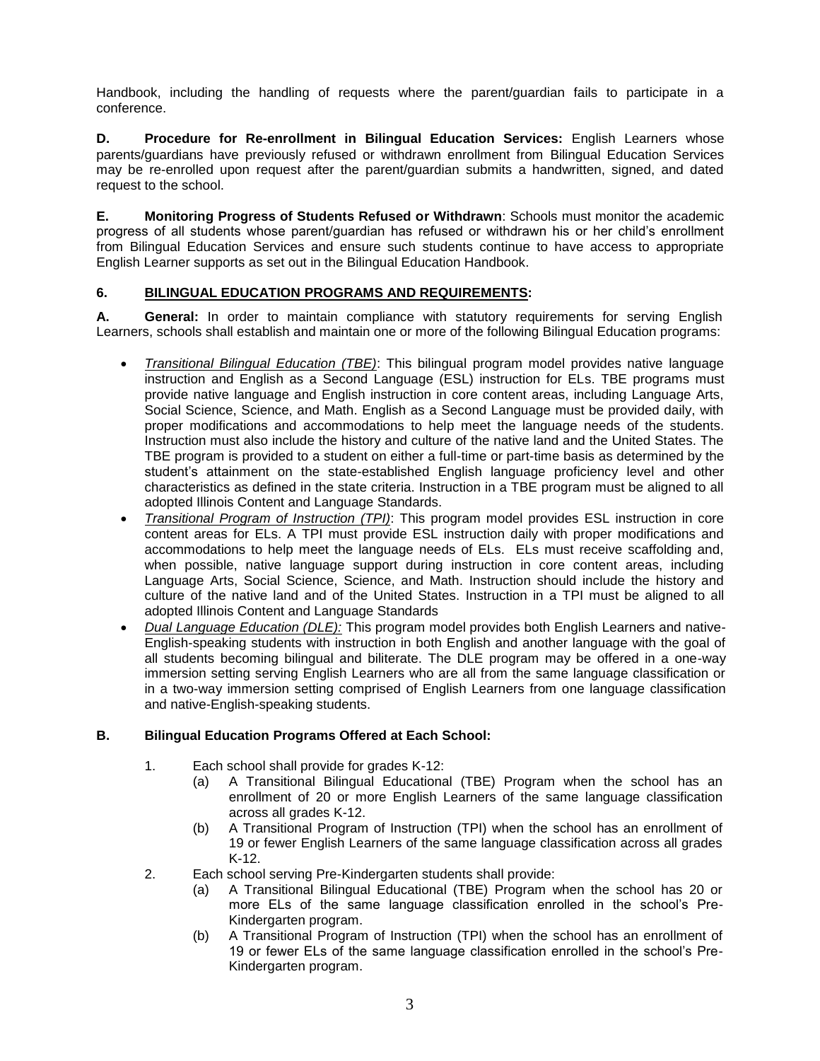Handbook, including the handling of requests where the parent/guardian fails to participate in a conference.

**D. Procedure for Re-enrollment in Bilingual Education Services:** English Learners whose parents/guardians have previously refused or withdrawn enrollment from Bilingual Education Services may be re-enrolled upon request after the parent/guardian submits a handwritten, signed, and dated request to the school.

**E. Monitoring Progress of Students Refused or Withdrawn**: Schools must monitor the academic progress of all students whose parent/guardian has refused or withdrawn his or her child's enrollment from Bilingual Education Services and ensure such students continue to have access to appropriate English Learner supports as set out in the Bilingual Education Handbook.

## 6. <u>BILINGUAL EDUCATION PROGRAMS AND REQUIREMENTS</u>:

**A. General:** In order to maintain compliance with statutory requirements for serving English Learners, schools shall establish and maintain one or more of the following Bilingual Education programs:

- *<u>Transitional Bilingual Education (TBE)</u>*: This bilingual program model provides native language instruction and English as a Second Language (ESL) instruction for ELs. TBE programs must provide native language and English instruction in core content areas, including Language Arts, Social Science, Science, and Math. English as a Second Language must be provided daily, with proper modifications and accommodations to help meet the language needs of the students. Instruction must also include the history and culture of the native land and the United States. The TBE program is provided to a student on either a full-time or part-time basis as determined by the student's attainment on the state-established English language proficiency level and other characteristics as defined in the state criteria. Instruction in a TBE program must be aligned to all adopted Illinois Content and Language Standards.
- *<u>Transitional Program of Instruction (TPI)</u>*: This program model provides ESL instruction in core content areas for ELs. A TPI must provide ESL instruction daily with proper modifications and accommodations to help meet the language needs of ELs. ELs must receive scaffolding and, when possible, native language support during instruction in core content areas, including Language Arts, Social Science, Science, and Math. Instruction should include the history and culture of the native land and of the United States. Instruction in a TPI must be aligned to all adopted Illinois Content and Language Standards
- *<u>Dual Language Education (DLE):</u>* This program model provides both English Learners and native-English-speaking students with instruction in both English and another language with the goal of all students becoming bilingual and biliterate. The DLE program may be offered in a one-way immersion setting serving English Learners who are all from the same language classification or in a two-way immersion setting comprised of English Learners from one language classification and native-English-speaking students.

**B. Bilingual Education Programs Offered at Each School:**

1. Each school shall provide for grades K-12:
   (a) A Transitional Bilingual Educational (TBE) Program when the school has an enrollment of 20 or more English Learners of the same language classification across all grades K-12.
   (b) A Transitional Program of Instruction (TPI) when the school has an enrollment of 19 or fewer English Learners of the same language classification across all grades K-12.
2. Each school serving Pre-Kindergarten students shall provide:
   (a) A Transitional Bilingual Educational (TBE) Program when the school has 20 or more ELs of the same language classification enrolled in the school's Pre-Kindergarten program.
   (b) A Transitional Program of Instruction (TPI) when the school has an enrollment of 19 or fewer ELs of the same language classification enrolled in the school's Pre-Kindergarten program.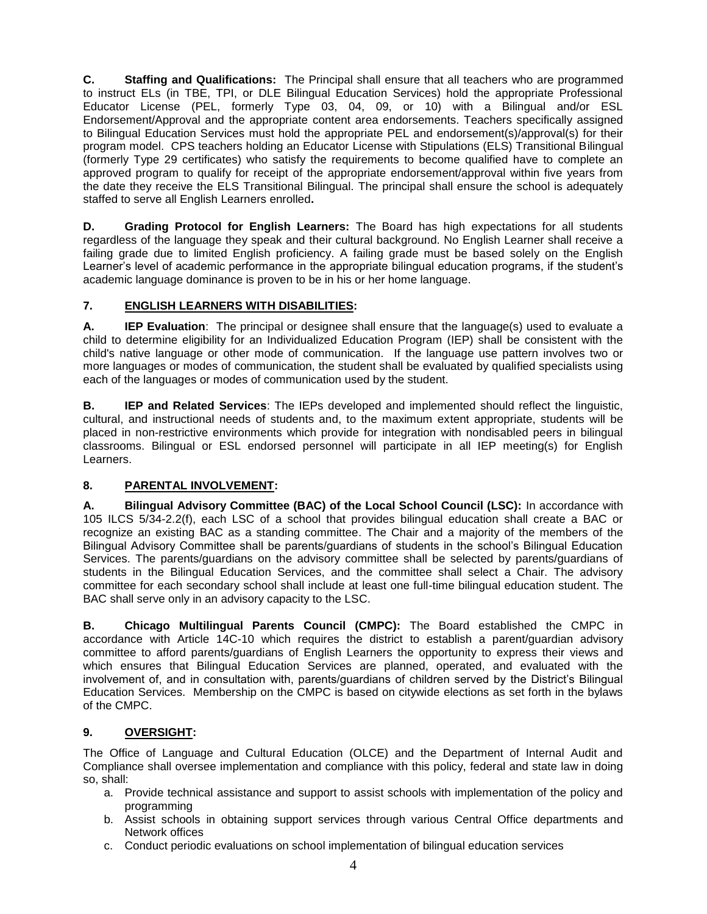**C. Staffing and Qualifications:** The Principal shall ensure that all teachers who are programmed to instruct ELs (in TBE, TPI, or DLE Bilingual Education Services) hold the appropriate Professional Educator License (PEL, formerly Type 03, 04, 09, or 10) with a Bilingual and/or ESL Endorsement/Approval and the appropriate content area endorsements. Teachers specifically assigned to Bilingual Education Services must hold the appropriate PEL and endorsement(s)/approval(s) for their program model. CPS teachers holding an Educator License with Stipulations (ELS) Transitional Bilingual (formerly Type 29 certificates) who satisfy the requirements to become qualified have to complete an approved program to qualify for receipt of the appropriate endorsement/approval within five years from the date they receive the ELS Transitional Bilingual. The principal shall ensure the school is adequately staffed to serve all English Learners enrolled**.**

**D. Grading Protocol for English Learners:** The Board has high expectations for all students regardless of the language they speak and their cultural background. No English Learner shall receive a failing grade due to limited English proficiency. A failing grade must be based solely on the English Learner's level of academic performance in the appropriate bilingual education programs, if the student's academic language dominance is proven to be in his or her home language.

## 7. ENGLISH LEARNERS WITH DISABILITIES:

**A. IEP Evaluation**: The principal or designee shall ensure that the language(s) used to evaluate a child to determine eligibility for an Individualized Education Program (IEP) shall be consistent with the child's native language or other mode of communication. If the language use pattern involves two or more languages or modes of communication, the student shall be evaluated by qualified specialists using each of the languages or modes of communication used by the student.

**B. IEP and Related Services**: The IEPs developed and implemented should reflect the linguistic, cultural, and instructional needs of students and, to the maximum extent appropriate, students will be placed in non-restrictive environments which provide for integration with nondisabled peers in bilingual classrooms. Bilingual or ESL endorsed personnel will participate in all IEP meeting(s) for English Learners.

## 8. PARENTAL INVOLVEMENT:

**A. Bilingual Advisory Committee (BAC) of the Local School Council (LSC):** In accordance with 105 ILCS 5/34-2.2(f), each LSC of a school that provides bilingual education shall create a BAC or recognize an existing BAC as a standing committee. The Chair and a majority of the members of the Bilingual Advisory Committee shall be parents/guardians of students in the school's Bilingual Education Services. The parents/guardians on the advisory committee shall be selected by parents/guardians of students in the Bilingual Education Services, and the committee shall select a Chair. The advisory committee for each secondary school shall include at least one full-time bilingual education student. The BAC shall serve only in an advisory capacity to the LSC.

**B. Chicago Multilingual Parents Council (CMPC):** The Board established the CMPC in accordance with Article 14C-10 which requires the district to establish a parent/guardian advisory committee to afford parents/guardians of English Learners the opportunity to express their views and which ensures that Bilingual Education Services are planned, operated, and evaluated with the involvement of, and in consultation with, parents/guardians of children served by the District's Bilingual Education Services. Membership on the CMPC is based on citywide elections as set forth in the bylaws of the CMPC.

## 9. OVERSIGHT:

The Office of Language and Cultural Education (OLCE) and the Department of Internal Audit and Compliance shall oversee implementation and compliance with this policy, federal and state law in doing so, shall:

a. Provide technical assistance and support to assist schools with implementation of the policy and programming
b. Assist schools in obtaining support services through various Central Office departments and Network offices
c. Conduct periodic evaluations on school implementation of bilingual education services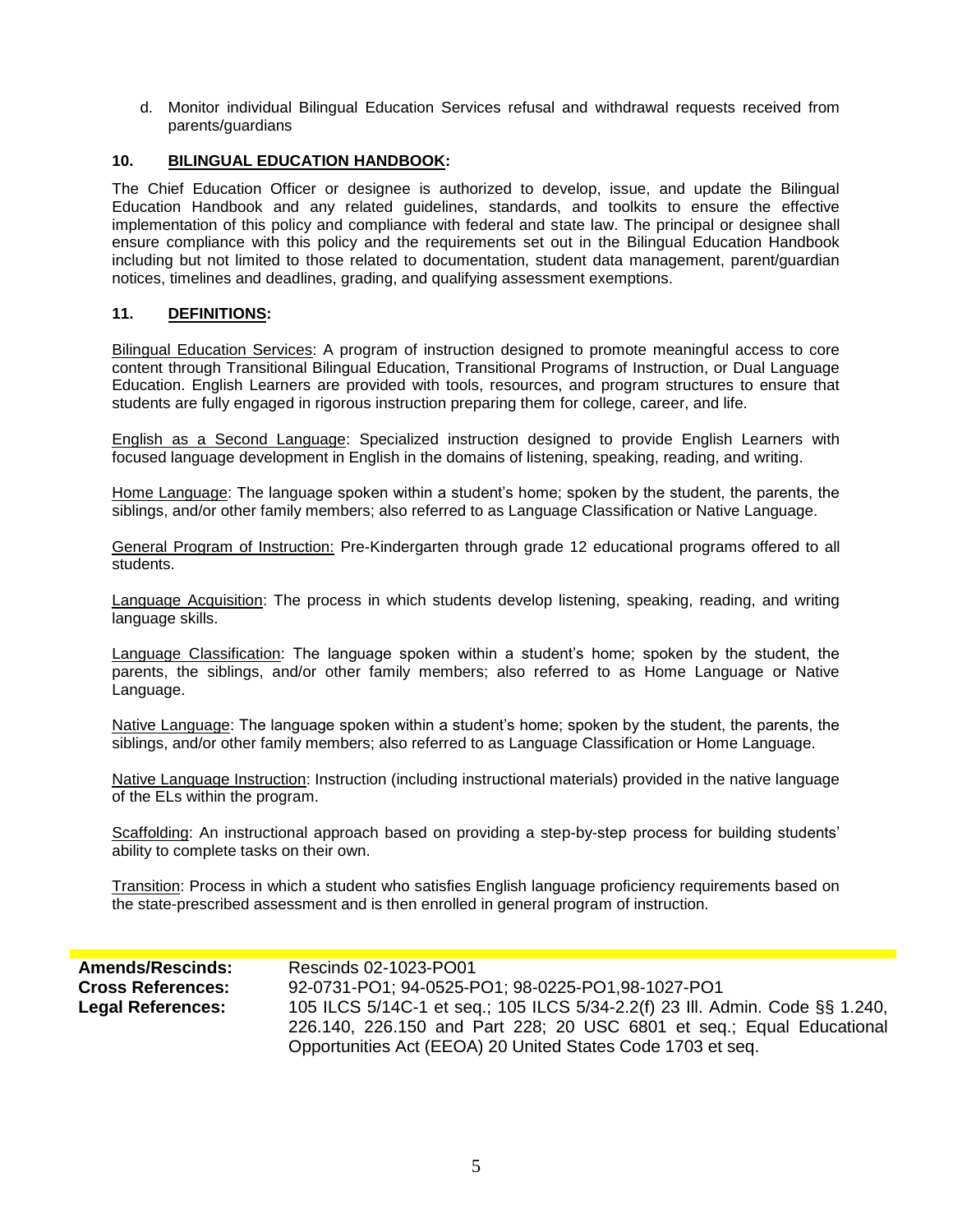d. Monitor individual Bilingual Education Services refusal and withdrawal requests received from parents/guardians

### 10. BILINGUAL EDUCATION HANDBOOK:

The Chief Education Officer or designee is authorized to develop, issue, and update the Bilingual Education Handbook and any related guidelines, standards, and toolkits to ensure the effective implementation of this policy and compliance with federal and state law. The principal or designee shall ensure compliance with this policy and the requirements set out in the Bilingual Education Handbook including but not limited to those related to documentation, student data management, parent/guardian notices, timelines and deadlines, grading, and qualifying assessment exemptions.

### 11. DEFINITIONS:

Bilingual Education Services: A program of instruction designed to promote meaningful access to core content through Transitional Bilingual Education, Transitional Programs of Instruction, or Dual Language Education. English Learners are provided with tools, resources, and program structures to ensure that students are fully engaged in rigorous instruction preparing them for college, career, and life.

English as a Second Language: Specialized instruction designed to provide English Learners with focused language development in English in the domains of listening, speaking, reading, and writing.

Home Language: The language spoken within a student's home; spoken by the student, the parents, the siblings, and/or other family members; also referred to as Language Classification or Native Language.

General Program of Instruction: Pre-Kindergarten through grade 12 educational programs offered to all students.

Language Acquisition: The process in which students develop listening, speaking, reading, and writing language skills.

Language Classification: The language spoken within a student's home; spoken by the student, the parents, the siblings, and/or other family members; also referred to as Home Language or Native Language.

Native Language: The language spoken within a student's home; spoken by the student, the parents, the siblings, and/or other family members; also referred to as Language Classification or Home Language.

Native Language Instruction: Instruction (including instructional materials) provided in the native language of the ELs within the program.

Scaffolding: An instructional approach based on providing a step-by-step process for building students' ability to complete tasks on their own.

Transition: Process in which a student who satisfies English language proficiency requirements based on the state-prescribed assessment and is then enrolled in general program of instruction.

| | |
|---|---|
| **Amends/Rescinds:** | Rescinds 02-1023-PO01 |
| **Cross References:** | 92-0731-PO1; 94-0525-PO1; 98-0225-PO1,98-1027-PO1 |
| **Legal References:** | 105 ILCS 5/14C-1 et seq.; 105 ILCS 5/34-2.2(f) 23 Ill. Admin. Code §§ 1.240, 226.140, 226.150 and Part 228; 20 USC 6801 et seq.; Equal Educational Opportunities Act (EEOA) 20 United States Code 1703 et seq. |